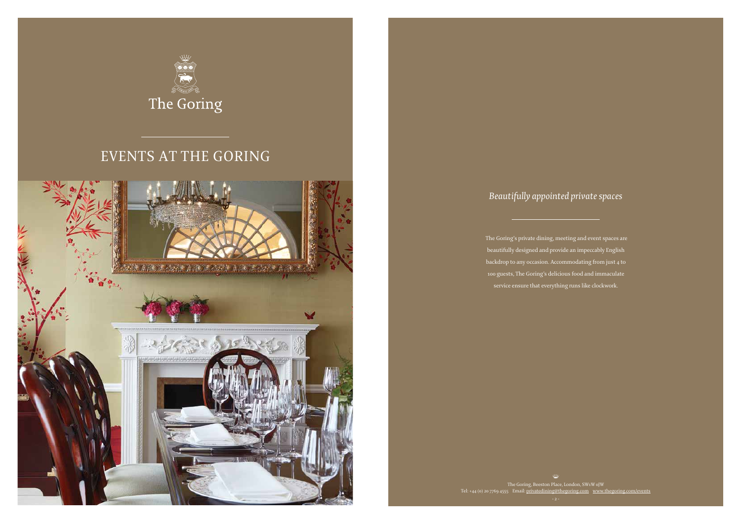The Goring

# EVENTS AT THE GORING

## *Beautifully appointed private spaces*

The Goring's private dining, meeting and event spaces are beautifully designed and provide an impeccably English backdrop to any occasion. Accommodating from just 4 to 100 guests, The Goring's delicious food and immaculate service ensure that everything runs like clockwork.

The Goring, Beeston Place, London, SW1W 0JW
Tel: +44 (0) 20 7769 4555 Email: privatedining@thegoring.com www.thegoring.com/events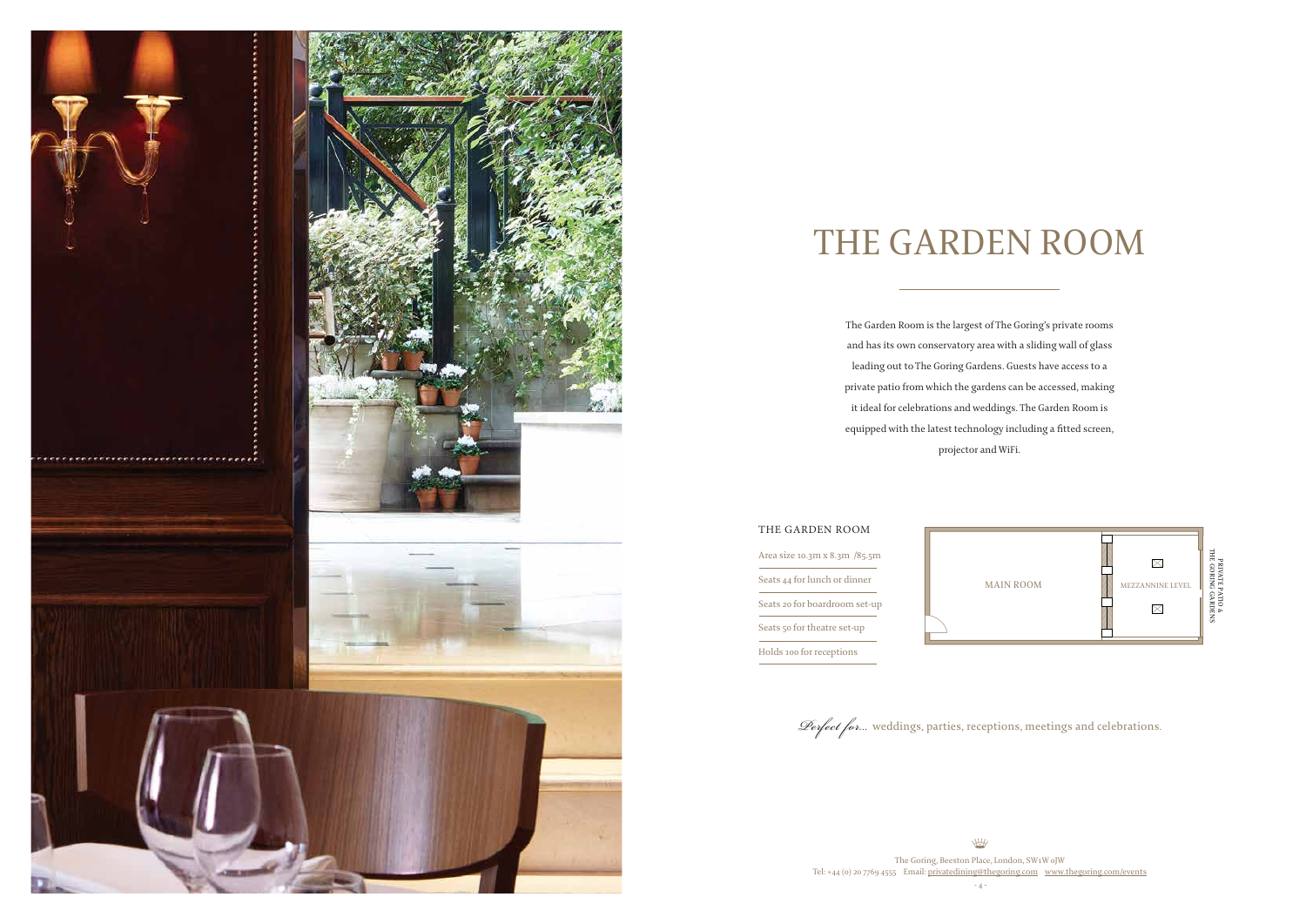# THE GARDEN ROOM

The Garden Room is the largest of The Goring's private rooms and has its own conservatory area with a sliding wall of glass leading out to The Goring Gardens. Guests have access to a private patio from which the gardens can be accessed, making it ideal for celebrations and weddings. The Garden Room is equipped with the latest technology including a fitted screen, projector and WiFi.

## THE GARDEN ROOM

Area size 10.3m x 8.3m /85.5m

Seats 44 for lunch or dinner

Seats 20 for boardroom set-up

Seats 50 for theatre set-up

Holds 100 for receptions

MAIN ROOM

MEZZANNINE LEVEL

PRIVATE PATIO & THE GORING GARDENS

*Perfect for...* weddings, parties, receptions, meetings and celebrations.

The Goring, Beeston Place, London, SW1W 0JW
Tel: +44 (0) 20 7769 4555 Email: privatedining@thegoring.com www.thegoring.com/events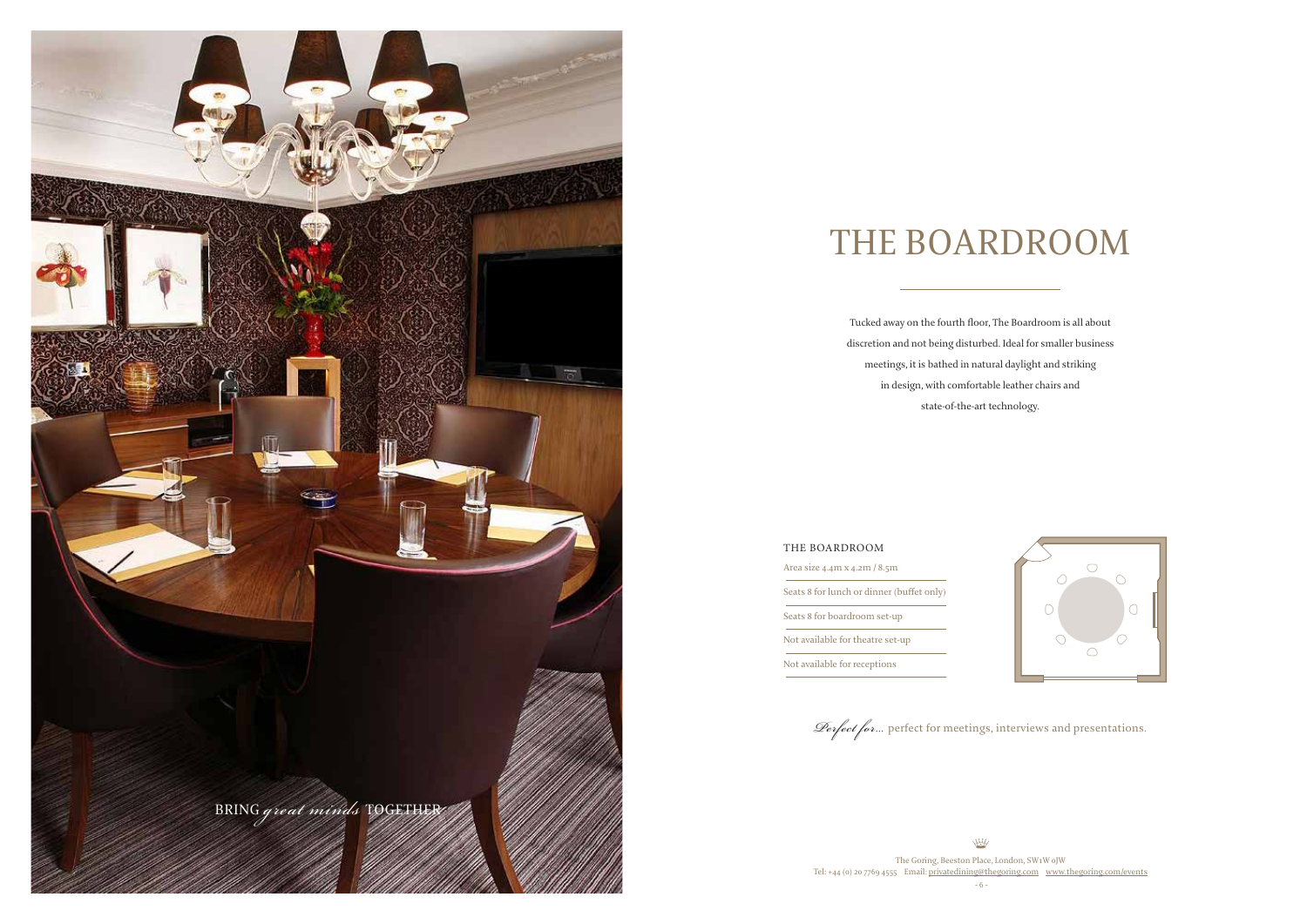BRING *great minds* TOGETHER

# THE BOARDROOM

Tucked away on the fourth floor, The Boardroom is all about discretion and not being disturbed. Ideal for smaller business meetings, it is bathed in natural daylight and striking in design, with comfortable leather chairs and state-of-the-art technology.

## THE BOARDROOM

Area size 4.4m x 4.2m / 8.5m

Seats 8 for lunch or dinner (buffet only)

Seats 8 for boardroom set-up

Not available for theatre set-up

Not available for receptions

*Perfect for...* perfect for meetings, interviews and presentations.

The Goring, Beeston Place, London, SW1W 0JW
Tel: +44 (0) 20 7769 4555 Email: privatedining@thegoring.com www.thegoring.com/events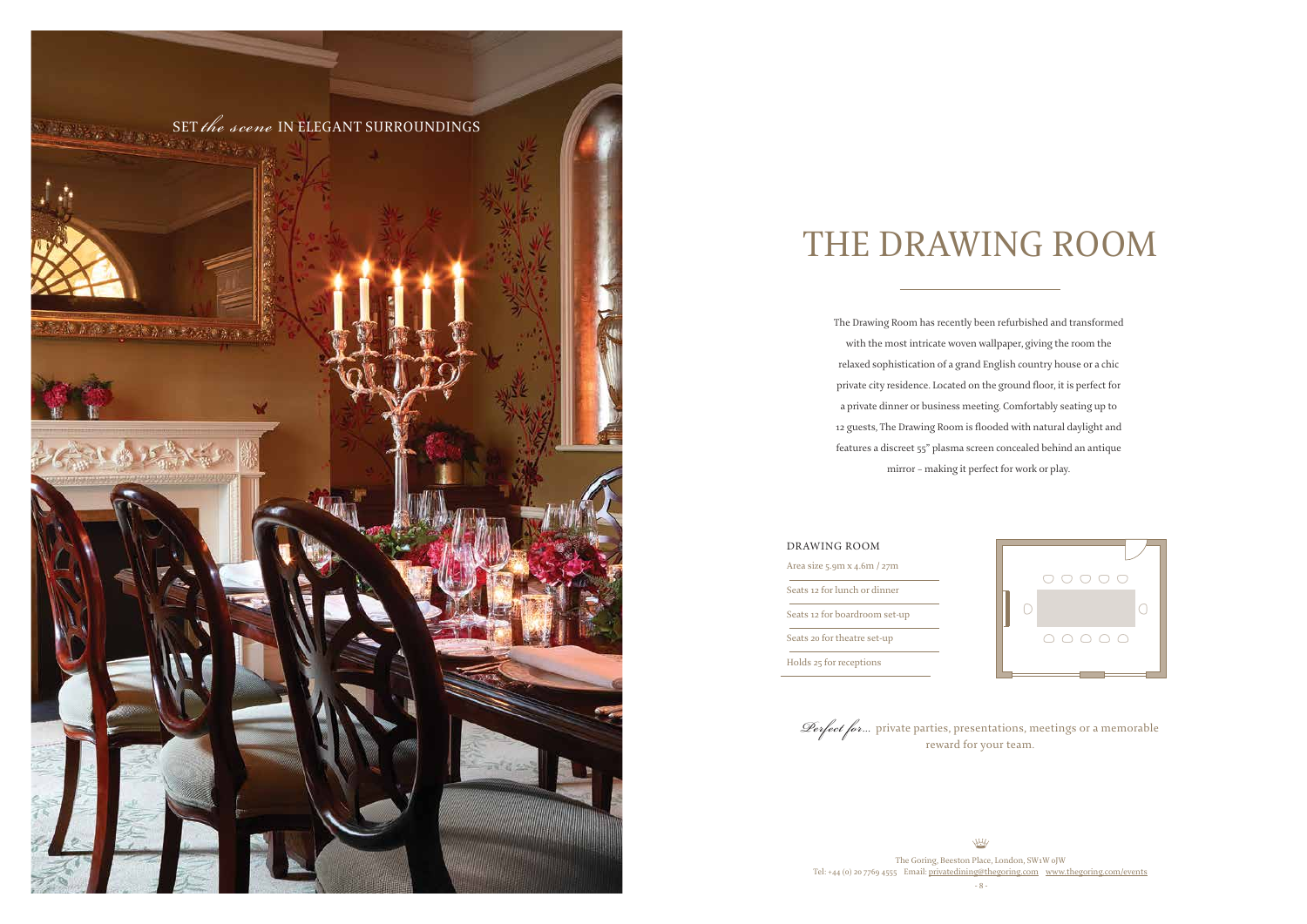SET *the scene* IN ELEGANT SURROUNDINGS

# THE DRAWING ROOM

The Drawing Room has recently been refurbished and transformed with the most intricate woven wallpaper, giving the room the relaxed sophistication of a grand English country house or a chic private city residence. Located on the ground floor, it is perfect for a private dinner or business meeting. Comfortably seating up to 12 guests, The Drawing Room is flooded with natural daylight and features a discreet 55" plasma screen concealed behind an antique mirror – making it perfect for work or play.

## DRAWING ROOM

Area size 5.9m x 4.6m / 27m

Seats 12 for lunch or dinner

Seats 12 for boardroom set-up

Seats 20 for theatre set-up

Holds 25 for receptions

*Perfect for...* private parties, presentations, meetings or a memorable reward for your team.

The Goring, Beeston Place, London, SW1W 0JW
Tel: +44 (0) 20 7769 4555 Email: privatedining@thegoring.com www.thegoring.com/events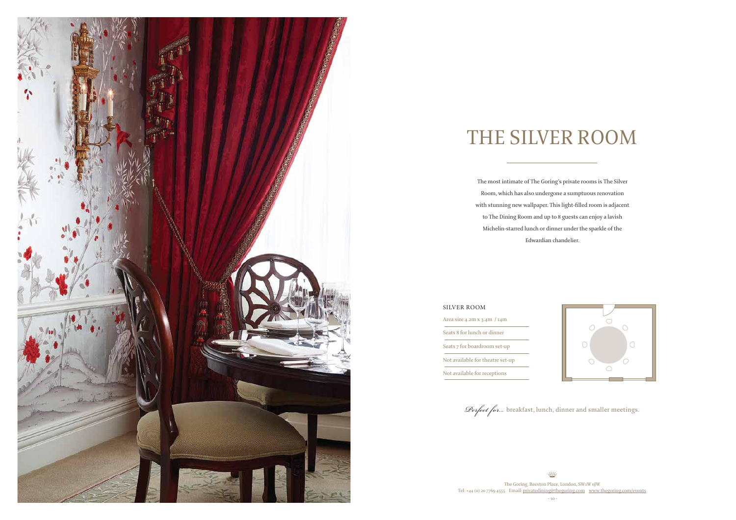# THE SILVER ROOM

The most intimate of The Goring's private rooms is The Silver Room, which has also undergone a sumptuous renovation with stunning new wallpaper. This light-filled room is adjacent to The Dining Room and up to 8 guests can enjoy a lavish Michelin-starred lunch or dinner under the sparkle of the Edwardian chandelier.

## SILVER ROOM

- Area size 4.2m x 3.4m / 14m
- Seats 8 for lunch or dinner
- Seats 7 for boardroom set-up
- Not available for theatre set-up
- Not available for receptions

*Perfect for...* breakfast, lunch, dinner and smaller meetings.

The Goring, Beeston Place, London, SW1W 0JW
Tel: +44 (0) 20 7769 4555 Email: privatedining@thegoring.com www.thegoring.com/events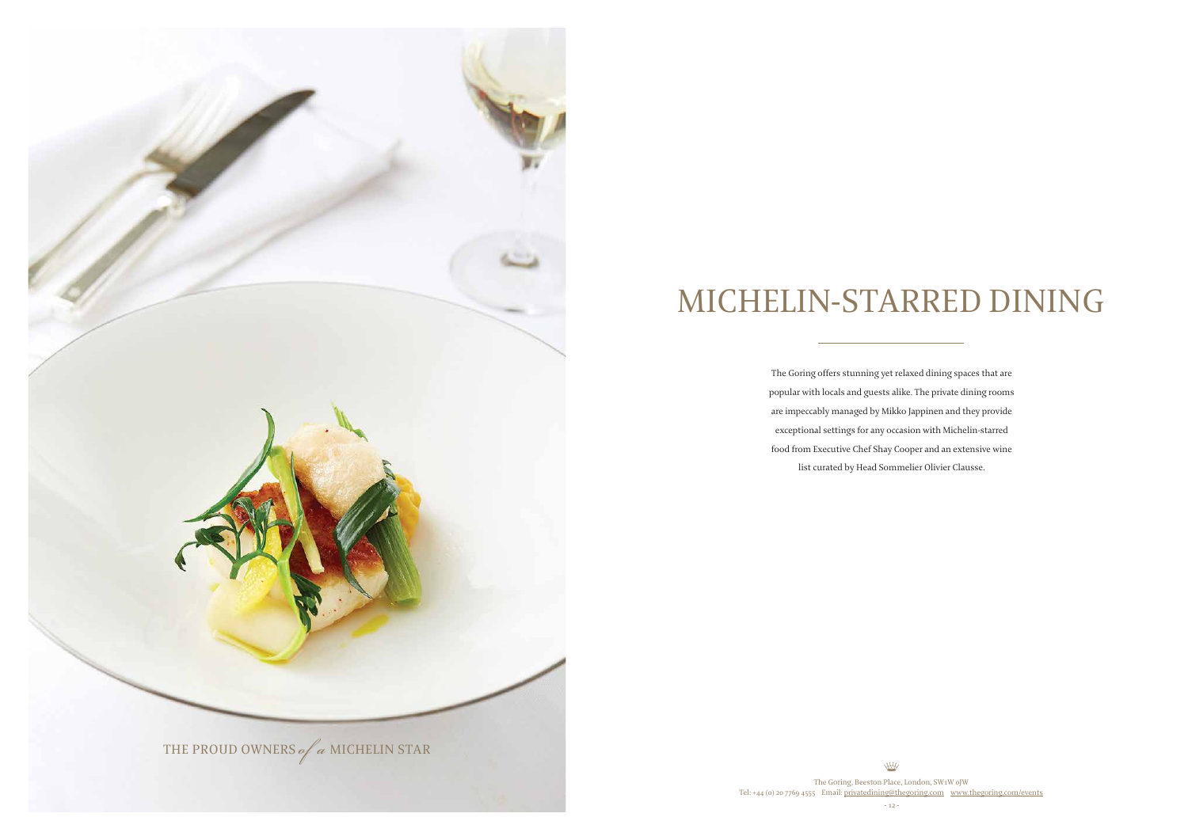THE PROUD OWNERS *of a* MICHELIN STAR

# MICHELIN-STARRED DINING

The Goring offers stunning yet relaxed dining spaces that are popular with locals and guests alike. The private dining rooms are impeccably managed by Mikko Jappinen and they provide exceptional settings for any occasion with Michelin-starred food from Executive Chef Shay Cooper and an extensive wine list curated by Head Sommelier Olivier Clausse.

The Goring, Beeston Place, London, SW1W 0JW
Tel: +44 (0) 20 7769 4555 Email: privatedining@thegoring.com www.thegoring.com/events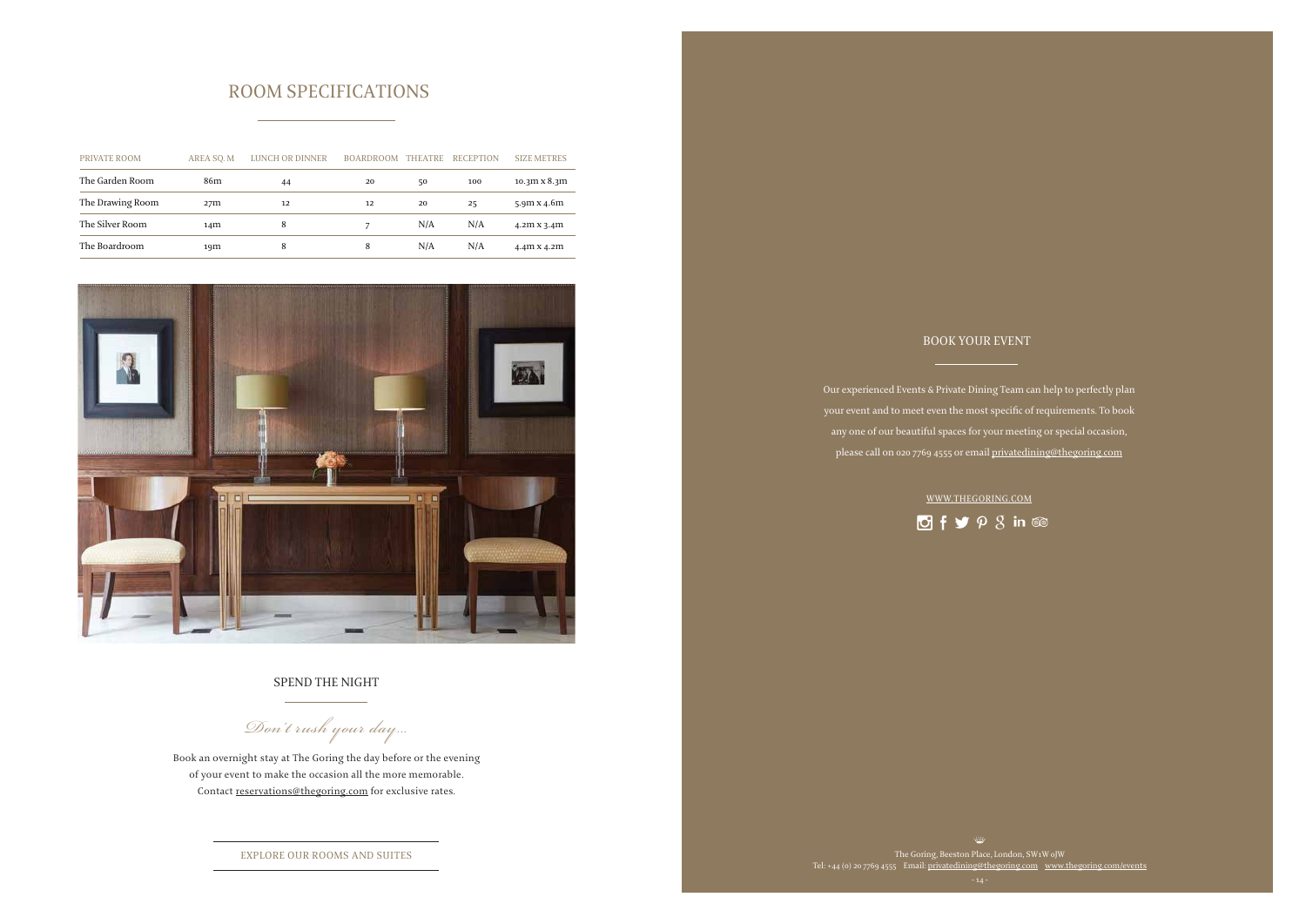## ROOM SPECIFICATIONS

| PRIVATE ROOM | AREA SQ. M | LUNCH OR DINNER | BOARDROOM | THEATRE | RECEPTION | SIZE METRES |
|---|---|---|---|---|---|---|
| The Garden Room | 86m | 44 | 20 | 50 | 100 | 10.3m x 8.3m |
| The Drawing Room | 27m | 12 | 12 | 20 | 25 | 5.9m x 4.6m |
| The Silver Room | 14m | 8 | 7 | N/A | N/A | 4.2m x 3.4m |
| The Boardroom | 19m | 8 | 8 | N/A | N/A | 4.4m x 4.2m |

## SPEND THE NIGHT

*Don't rush your day...*

Book an overnight stay at The Goring the day before or the evening of your event to make the occasion all the more memorable. Contact reservations@thegoring.com for exclusive rates.

EXPLORE OUR ROOMS AND SUITES

## BOOK YOUR EVENT

Our experienced Events & Private Dining Team can help to perfectly plan your event and to meet even the most specific of requirements. To book any one of our beautiful spaces for your meeting or special occasion, please call on 020 7769 4555 or email privatedining@thegoring.com

WWW.THEGORING.COM

The Goring, Beeston Place, London, SW1W 0JW
Tel: +44 (0) 20 7769 4555 Email: privatedining@thegoring.com www.thegoring.com/events